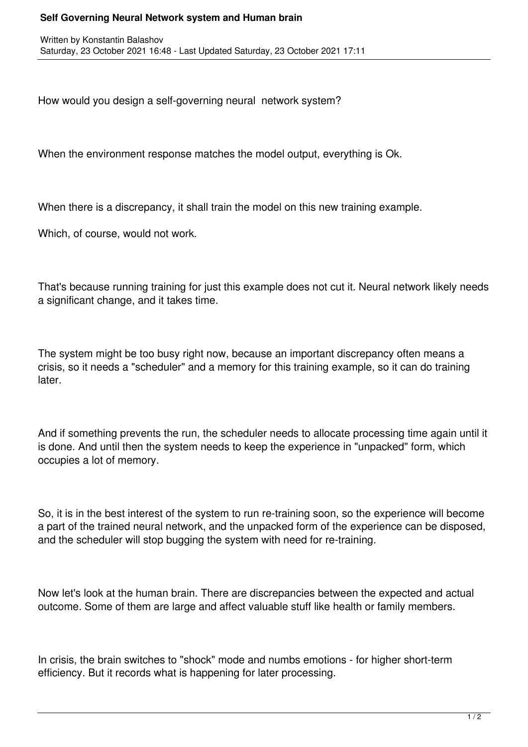# Self Governing Neural Network system and Human brain

Written by Konstantin Balashov
Saturday, 23 October 2021 16:48 - Last Updated Saturday, 23 October 2021 17:11

How would you design a self-governing neural network system?

When the environment response matches the model output, everything is Ok.

When there is a discrepancy, it shall train the model on this new training example.

Which, of course, would not work.

That's because running training for just this example does not cut it. Neural network likely needs a significant change, and it takes time.

The system might be too busy right now, because an important discrepancy often means a crisis, so it needs a "scheduler" and a memory for this training example, so it can do training later.

And if something prevents the run, the scheduler needs to allocate processing time again until it is done. And until then the system needs to keep the experience in "unpacked" form, which occupies a lot of memory.

So, it is in the best interest of the system to run re-training soon, so the experience will become a part of the trained neural network, and the unpacked form of the experience can be disposed, and the scheduler will stop bugging the system with need for re-training.

Now let's look at the human brain. There are discrepancies between the expected and actual outcome. Some of them are large and affect valuable stuff like health or family members.

In crisis, the brain switches to "shock" mode and numbs emotions - for higher short-term efficiency. But it records what is happening for later processing.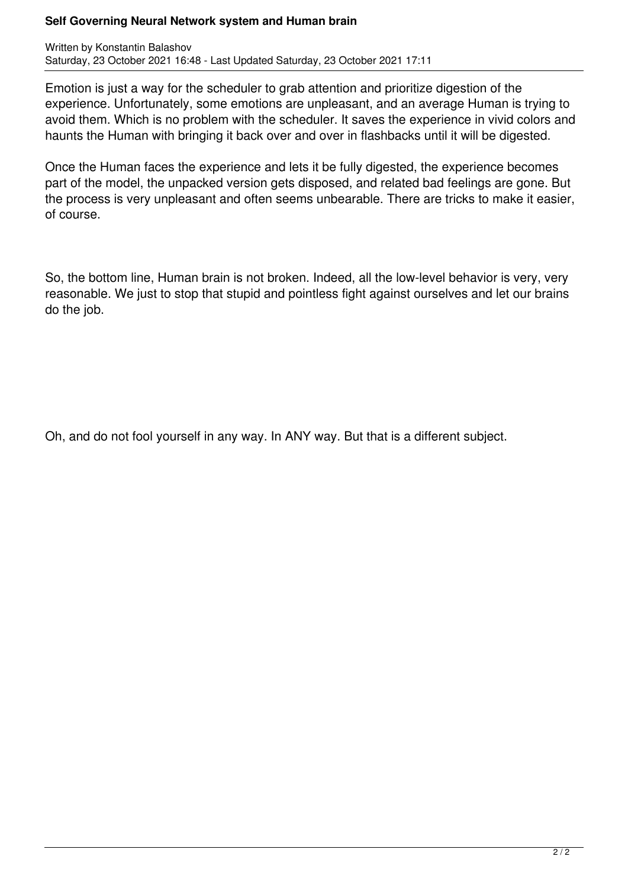Emotion is just a way for the scheduler to grab attention and prioritize digestion of the experience. Unfortunately, some emotions are unpleasant, and an average Human is trying to avoid them. Which is no problem with the scheduler. It saves the experience in vivid colors and haunts the Human with bringing it back over and over in flashbacks until it will be digested.

Once the Human faces the experience and lets it be fully digested, the experience becomes part of the model, the unpacked version gets disposed, and related bad feelings are gone. But the process is very unpleasant and often seems unbearable. There are tricks to make it easier, of course.

So, the bottom line, Human brain is not broken. Indeed, all the low-level behavior is very, very reasonable. We just to stop that stupid and pointless fight against ourselves and let our brains do the job.

Oh, and do not fool yourself in any way. In ANY way. But that is a different subject.